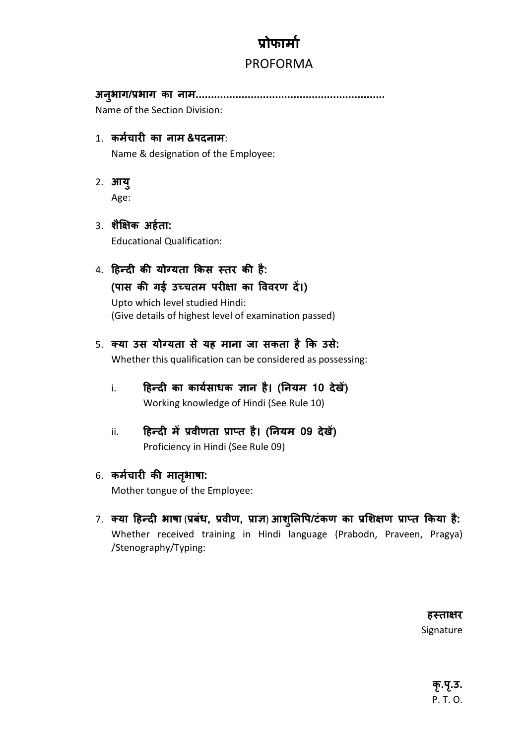# प्रोफार्मा

## PROFORMA

**अनुभाग/प्रभाग का नाम..............................................................**
Name of the Section Division:

1. **कर्मचारी का नाम &पदनाम**:
   Name & designation of the Employee:

2. **आयु**
   Age:

3. **शैक्षिक अर्हता:**
   Educational Qualification:

4. **हिन्दी की योग्यता किस स्तर की है:**
   **(पास की गई उच्चतम परीक्षा का विवरण दें।)**
   Upto which level studied Hindi:
   (Give details of highest level of examination passed)

5. **क्या उस योग्यता से यह माना जा सकता है कि उसे:**
   Whether this qualification can be considered as possessing:

   i. **हिन्दी का कार्यसाधक ज्ञान है। (नियम 10 देखें)**
      Working knowledge of Hindi (See Rule 10)

   ii. **हिन्दी में प्रवीणता प्राप्त है। (नियम 09 देखें)**
      Proficiency in Hindi (See Rule 09)

6. **कर्मचारी की मातृभाषा:**
   Mother tongue of the Employee:

7. **क्या हिन्दी भाषा (प्रबंध, प्रवीण, प्राज्ञ) आशुलिपि/टंकण का प्रशिक्षण प्राप्त किया है:**
   Whether received training in Hindi language (Prabodn, Praveen, Pragya) /Stenography/Typing:

**हस्ताक्षर**
Signature

**कृ.पृ.उ.**
P. T. O.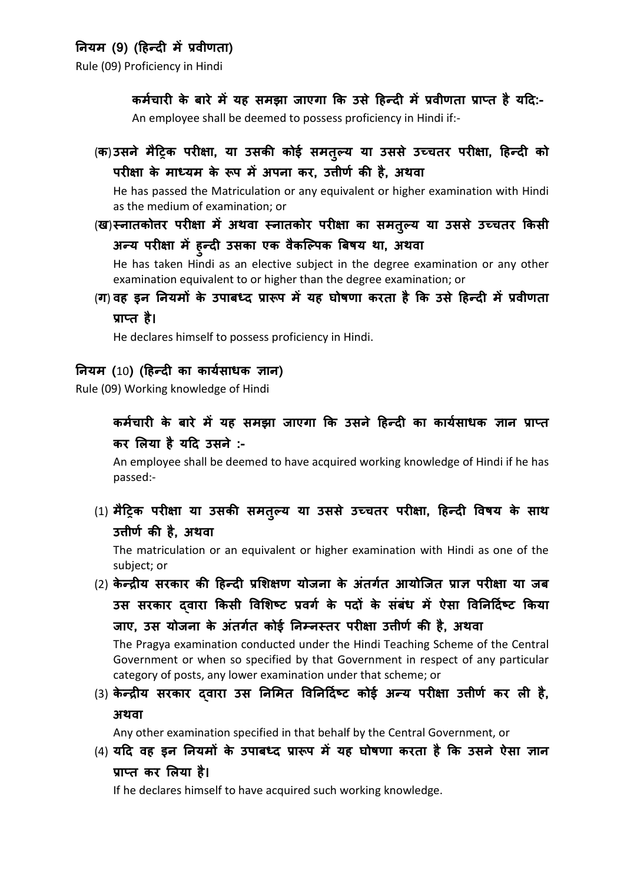**नियम (9) (हिन्दी में प्रवीणता)**

Rule (09) Proficiency in Hindi

**कर्मचारी के बारे में यह समझा जाएगा कि उसे हिन्दी में प्रवीणता प्राप्त है यदि:-**

An employee shall be deemed to possess proficiency in Hindi if:-

(क) **उसने मैट्रिक परीक्षा, या उसकी कोई समतुल्य या उससे उच्चतर परीक्षा, हिन्दी को परीक्षा के माध्यम के रूप में अपना कर, उत्तीर्ण की है, अथवा**

He has passed the Matriculation or any equivalent or higher examination with Hindi as the medium of examination; or

(ख) **स्नातकोत्तर परीक्षा में अथवा स्नातकोर परीक्षा का समतुल्य या उससे उच्चतर किसी अन्य परीक्षा में हुन्दी उसका एक वैकल्पिक बिषय था, अथवा**

He has taken Hindi as an elective subject in the degree examination or any other examination equivalent to or higher than the degree examination; or

(ग) **वह इन नियमों के उपाबध्द प्रारूप में यह घोषणा करता है कि उसे हिन्दी में प्रवीणता प्राप्त है।**

He declares himself to possess proficiency in Hindi.

**नियम (10) (हिन्दी का कार्यसाधक ज्ञान)**

Rule (09) Working knowledge of Hindi

**कर्मचारी के बारे में यह समझा जाएगा कि उसने हिन्दी का कार्यसाधक ज्ञान प्राप्त कर लिया है यदि उसने :-**

An employee shall be deemed to have acquired working knowledge of Hindi if he has passed:-

(1) **मैट्रिक परीक्षा या उसकी समतुल्य या उससे उच्चतर परीक्षा, हिन्दी विषय के साथ उत्तीर्ण की है, अथवा**

The matriculation or an equivalent or higher examination with Hindi as one of the subject; or

(2) **केन्द्रीय सरकार की हिन्दी प्रशिक्षण योजना के अंतर्गत आयोजित प्राज्ञ परीक्षा या जब उस सरकार द्वारा किसी विशिष्ट प्रवर्ग के पदों के संबंध में ऐसा विनिर्दिष्ट किया जाए, उस योजना के अंतर्गत कोई निम्नस्तर परीक्षा उत्तीर्ण की है, अथवा**

The Pragya examination conducted under the Hindi Teaching Scheme of the Central Government or when so specified by that Government in respect of any particular category of posts, any lower examination under that scheme; or

(3) **केन्द्रीय सरकार द्वारा उस निमित विनिर्दिष्ट कोई अन्य परीक्षा उत्तीर्ण कर ली है, अथवा**

Any other examination specified in that behalf by the Central Government, or

(4) **यदि वह इन नियमों के उपाबध्द प्रारूप में यह घोषणा करता है कि उसने ऐसा ज्ञान प्राप्त कर लिया है।**

If he declares himself to have acquired such working knowledge.